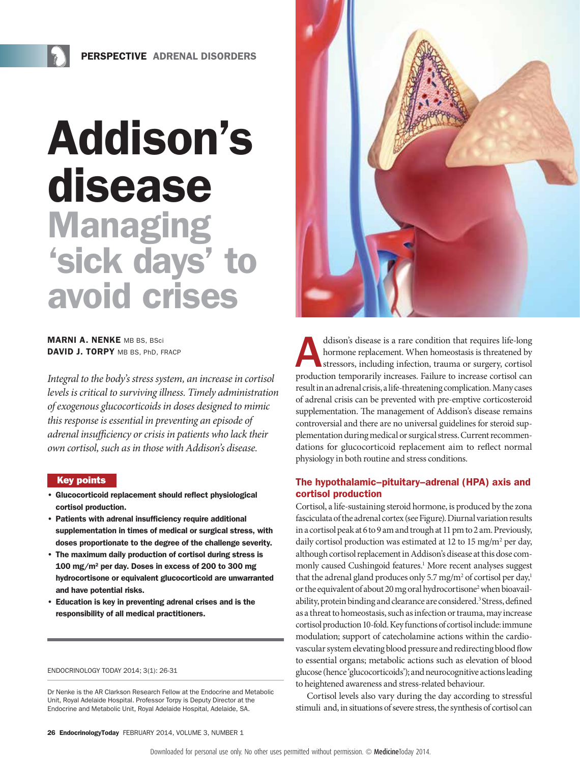PERSPECTIVE ADRENAL DISORDERS

# Addison's disease

## Managing 'sick days' to avoid crises

**MARNI A. NENKE** MB BS, BSci
**DAVID J. TORPY** MB BS, PhD, FRACP

*Integral to the body's stress system, an increase in cortisol levels is critical to surviving illness. Timely administration of exogenous glucocorticoids in doses designed to mimic this response is essential in preventing an episode of adrenal insufficiency or crisis in patients who lack their own cortisol, such as in those with Addison's disease.*

### Key points

- **Glucocorticoid replacement should reflect physiological cortisol production.**
- **Patients with adrenal insufficiency require additional supplementation in times of medical or surgical stress, with doses proportionate to the degree of the challenge severity.**
- **The maximum daily production of cortisol during stress is 100 mg/m$^2$ per day. Doses in excess of 200 to 300 mg hydrocortisone or equivalent glucocorticoid are unwarranted and have potential risks.**
- **Education is key in preventing adrenal crises and is the responsibility of all medical practitioners.**

ENDOCRINOLOGY TODAY 2014; 3(1): 26-31

Dr Nenke is the AR Clarkson Research Fellow at the Endocrine and Metabolic Unit, Royal Adelaide Hospital. Professor Torpy is Deputy Director at the Endocrine and Metabolic Unit, Royal Adelaide Hospital, Adelaide, SA.

Addison's disease is a rare condition that requires life-long hormone replacement. When homeostasis is threatened by stressors, including infection, trauma or surgery, cortisol production temporarily increases. Failure to increase cortisol can result in an adrenal crisis, a life-threatening complication. Many cases of adrenal crisis can be prevented with pre-emptive corticosteroid supplementation. The management of Addison's disease remains controversial and there are no universal guidelines for steroid supplementation during medical or surgical stress. Current recommendations for glucocorticoid replacement aim to reflect normal physiology in both routine and stress conditions.

### The hypothalamic–pituitary–adrenal (HPA) axis and cortisol production

Cortisol, a life-sustaining steroid hormone, is produced by the zona fasciculata of the adrenal cortex (see Figure). Diurnal variation results in a cortisol peak at 6 to 9 am and trough at 11 pm to 2 am. Previously, daily cortisol production was estimated at 12 to 15 mg/m$^2$ per day, although cortisol replacement in Addison's disease at this dose commonly caused Cushingoid features.[1] More recent analyses suggest that the adrenal gland produces only 5.7 mg/m$^2$ of cortisol per day,[1] or the equivalent of about 20 mg oral hydrocortisone[2] when bioavailability, protein binding and clearance are considered.[3] Stress, defined as a threat to homeostasis, such as infection or trauma, may increase cortisol production 10-fold. Key functions of cortisol include: immune modulation; support of catecholamine actions within the cardiovascular system elevating blood pressure and redirecting blood flow to essential organs; metabolic actions such as elevation of blood glucose (hence 'glucocorticoids'); and neurocognitive actions leading to heightened awareness and stress-related behaviour.

Cortisol levels also vary during the day according to stressful stimuli and, in situations of severe stress, the synthesis of cortisol can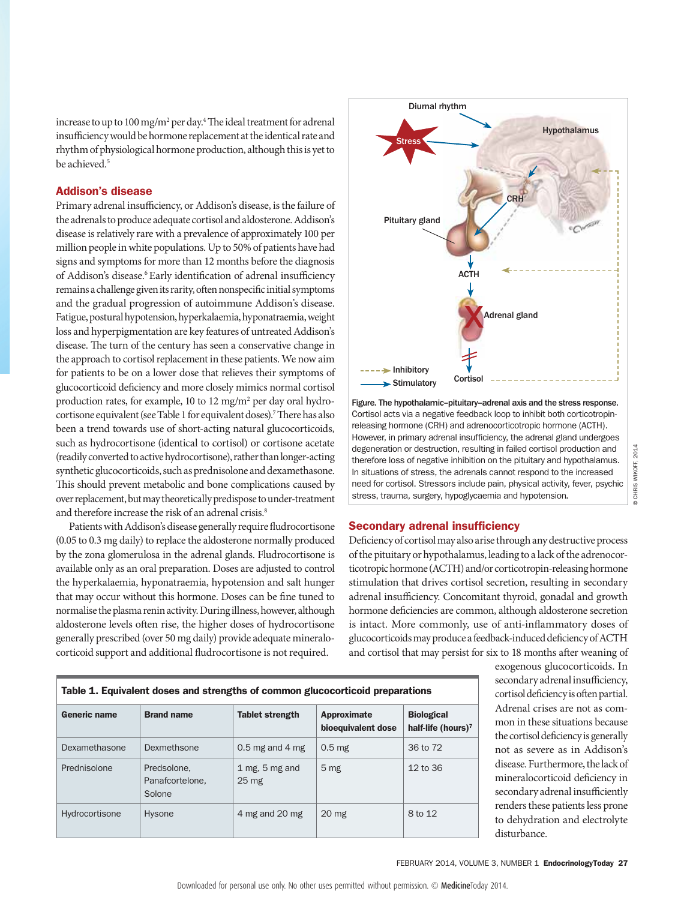increase to up to 100 mg/m[2] per day.[4] The ideal treatment for adrenal insufficiency would be hormone replacement at the identical rate and rhythm of physiological hormone production, although this is yet to be achieved.[5]

## Addison's disease

Primary adrenal insufficiency, or Addison's disease, is the failure of the adrenals to produce adequate cortisol and aldosterone. Addison's disease is relatively rare with a prevalence of approximately 100 per million people in white populations. Up to 50% of patients have had signs and symptoms for more than 12 months before the diagnosis of Addison's disease.[6] Early identification of adrenal insufficiency remains a challenge given its rarity, often nonspecific initial symptoms and the gradual progression of autoimmune Addison's disease. Fatigue, postural hypotension, hyperkalaemia, hyponatraemia, weight loss and hyperpigmentation are key features of untreated Addison's disease. The turn of the century has seen a conservative change in the approach to cortisol replacement in these patients. We now aim for patients to be on a lower dose that relieves their symptoms of glucocorticoid deficiency and more closely mimics normal cortisol production rates, for example, 10 to 12 mg/m[2] per day oral hydrocortisone equivalent (see Table 1 for equivalent doses).[7] There has also been a trend towards use of short-acting natural glucocorticoids, such as hydrocortisone (identical to cortisol) or cortisone acetate (readily converted to active hydrocortisone), rather than longer-acting synthetic glucocorticoids, such as prednisolone and dexamethasone. This should prevent metabolic and bone complications caused by over replacement, but may theoretically predispose to under-treatment and therefore increase the risk of an adrenal crisis.[8]

Patients with Addison's disease generally require fludrocortisone (0.05 to 0.3 mg daily) to replace the aldosterone normally produced by the zona glomerulosa in the adrenal glands. Fludrocortisone is available only as an oral preparation. Doses are adjusted to control the hyperkalaemia, hyponatraemia, hypotension and salt hunger that may occur without this hormone. Doses can be fine tuned to normalise the plasma renin activity. During illness, however, although aldosterone levels often rise, the higher doses of hydrocortisone generally prescribed (over 50 mg daily) provide adequate mineralocorticoid support and additional fludrocortisone is not required.

**Figure. The hypothalamic–pituitary–adrenal axis and the stress response.** Cortisol acts via a negative feedback loop to inhibit both corticotropin-releasing hormone (CRH) and adrenocorticotropic hormone (ACTH). However, in primary adrenal insufficiency, the adrenal gland undergoes degeneration or destruction, resulting in failed cortisol production and therefore loss of negative inhibition on the pituitary and hypothalamus. In situations of stress, the adrenals cannot respond to the increased need for cortisol. Stressors include pain, physical activity, fever, psychic stress, trauma, surgery, hypoglycaemia and hypotension.

## Secondary adrenal insufficiency

Deficiency of cortisol may also arise through any destructive process of the pituitary or hypothalamus, leading to a lack of the adrenocorticotropic hormone (ACTH) and/or corticotropin-releasing hormone stimulation that drives cortisol secretion, resulting in secondary adrenal insufficiency. Concomitant thyroid, gonadal and growth hormone deficiencies are common, although aldosterone secretion is intact. More commonly, use of anti-inflammatory doses of glucocorticoids may produce a feedback-induced deficiency of ACTH and cortisol that may persist for six to 18 months after weaning of exogenous glucocorticoids. In secondary adrenal insufficiency, cortisol deficiency is often partial. Adrenal crises are not as common in these situations because the cortisol deficiency is generally not as severe as in Addison's disease. Furthermore, the lack of mineralocorticoid deficiency in secondary adrenal insufficiency renders these patients less prone to dehydration and electrolyte disturbance.

**Table 1. Equivalent doses and strengths of common glucocorticoid preparations**

| Generic name | Brand name | Tablet strength | Approximate bioequivalent dose | Biological half-life (hours)[7] |
|---|---|---|---|---|
| Dexamethasone | Dexmethsone | 0.5 mg and 4 mg | 0.5 mg | 36 to 72 |
| Prednisolone | Predsolone, Panafcortelone, Solone | 1 mg, 5 mg and 25 mg | 5 mg | 12 to 36 |
| Hydrocortisone | Hysone | 4 mg and 20 mg | 20 mg | 8 to 12 |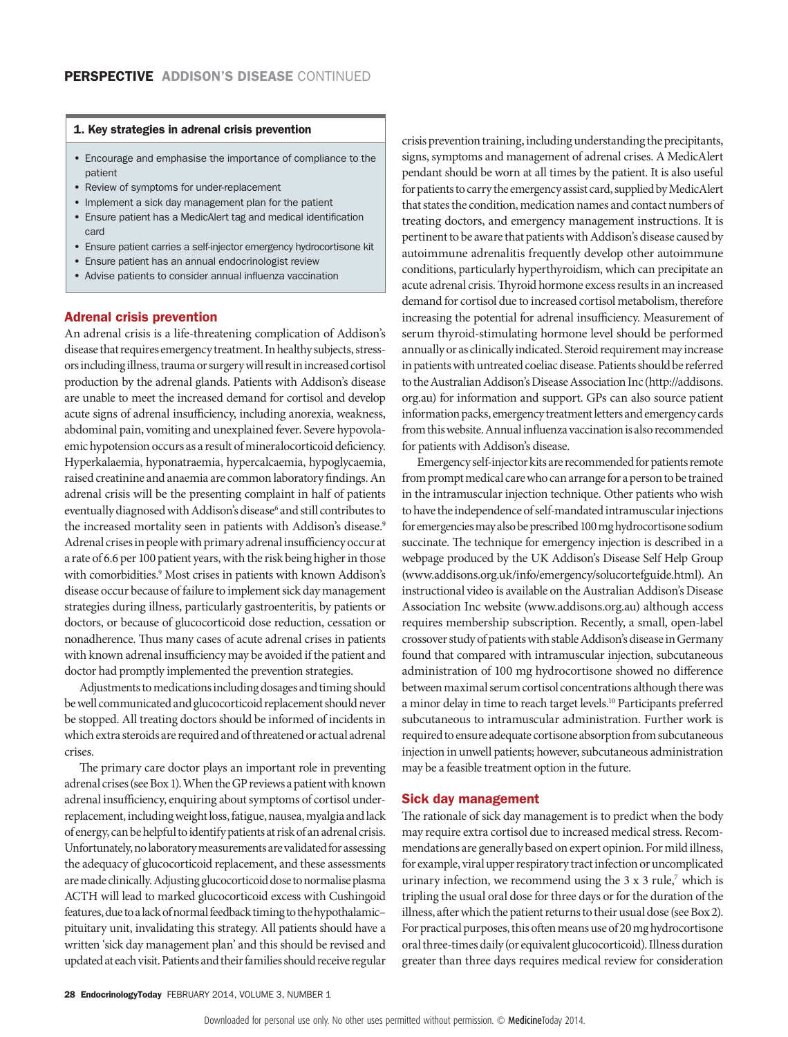### 1. Key strategies in adrenal crisis prevention

- Encourage and emphasise the importance of compliance to the patient
- Review of symptoms for under-replacement
- Implement a sick day management plan for the patient
- Ensure patient has a MedicAlert tag and medical identification card
- Ensure patient carries a self-injector emergency hydrocortisone kit
- Ensure patient has an annual endocrinologist review
- Advise patients to consider annual influenza vaccination

## Adrenal crisis prevention

An adrenal crisis is a life-threatening complication of Addison's disease that requires emergency treatment. In healthy subjects, stressors including illness, trauma or surgery will result in increased cortisol production by the adrenal glands. Patients with Addison's disease are unable to meet the increased demand for cortisol and develop acute signs of adrenal insufficiency, including anorexia, weakness, abdominal pain, vomiting and unexplained fever. Severe hypovolaemic hypotension occurs as a result of mineralocorticoid deficiency. Hyperkalaemia, hyponatraemia, hypercalcaemia, hypoglycaemia, raised creatinine and anaemia are common laboratory findings. An adrenal crisis will be the presenting complaint in half of patients eventually diagnosed with Addison's disease[6] and still contributes to the increased mortality seen in patients with Addison's disease.[9] Adrenal crises in people with primary adrenal insufficiency occur at a rate of 6.6 per 100 patient years, with the risk being higher in those with comorbidities.[9] Most crises in patients with known Addison's disease occur because of failure to implement sick day management strategies during illness, particularly gastroenteritis, by patients or doctors, or because of glucocorticoid dose reduction, cessation or nonadherence. Thus many cases of acute adrenal crises in patients with known adrenal insufficiency may be avoided if the patient and doctor had promptly implemented the prevention strategies.

Adjustments to medications including dosages and timing should be well communicated and glucocorticoid replacement should never be stopped. All treating doctors should be informed of incidents in which extra steroids are required and of threatened or actual adrenal crises.

The primary care doctor plays an important role in preventing adrenal crises (see Box 1). When the GP reviews a patient with known adrenal insufficiency, enquiring about symptoms of cortisol under-replacement, including weight loss, fatigue, nausea, myalgia and lack of energy, can be helpful to identify patients at risk of an adrenal crisis. Unfortunately, no laboratory measurements are validated for assessing the adequacy of glucocorticoid replacement, and these assessments are made clinically. Adjusting glucocorticoid dose to normalise plasma ACTH will lead to marked glucocorticoid excess with Cushingoid features, due to a lack of normal feedback timing to the hypothalamic–pituitary unit, invalidating this strategy. All patients should have a written 'sick day management plan' and this should be revised and updated at each visit. Patients and their families should receive regular crisis prevention training, including understanding the precipitants, signs, symptoms and management of adrenal crises. A MedicAlert pendant should be worn at all times by the patient. It is also useful for patients to carry the emergency assist card, supplied by MedicAlert that states the condition, medication names and contact numbers of treating doctors, and emergency management instructions. It is pertinent to be aware that patients with Addison's disease caused by autoimmune adrenalitis frequently develop other autoimmune conditions, particularly hyperthyroidism, which can precipitate an acute adrenal crisis. Thyroid hormone excess results in an increased demand for cortisol due to increased cortisol metabolism, therefore increasing the potential for adrenal insufficiency. Measurement of serum thyroid-stimulating hormone level should be performed annually or as clinically indicated. Steroid requirement may increase in patients with untreated coeliac disease. Patients should be referred to the Australian Addison's Disease Association Inc (http://addisons.org.au) for information and support. GPs can also source patient information packs, emergency treatment letters and emergency cards from this website. Annual influenza vaccination is also recommended for patients with Addison's disease.

Emergency self-injector kits are recommended for patients remote from prompt medical care who can arrange for a person to be trained in the intramuscular injection technique. Other patients who wish to have the independence of self-mandated intramuscular injections for emergencies may also be prescribed 100 mg hydrocortisone sodium succinate. The technique for emergency injection is described in a webpage produced by the UK Addison's Disease Self Help Group (www.addisons.org.uk/info/emergency/solucortefguide.html). An instructional video is available on the Australian Addison's Disease Association Inc website (www.addisons.org.au) although access requires membership subscription. Recently, a small, open-label crossover study of patients with stable Addison's disease in Germany found that compared with intramuscular injection, subcutaneous administration of 100 mg hydrocortisone showed no difference between maximal serum cortisol concentrations although there was a minor delay in time to reach target levels.[10] Participants preferred subcutaneous to intramuscular administration. Further work is required to ensure adequate cortisone absorption from subcutaneous injection in unwell patients; however, subcutaneous administration may be a feasible treatment option in the future.

## Sick day management

The rationale of sick day management is to predict when the body may require extra cortisol due to increased medical stress. Recommendations are generally based on expert opinion. For mild illness, for example, viral upper respiratory tract infection or uncomplicated urinary infection, we recommend using the 3 x 3 rule,[7] which is tripling the usual oral dose for three days or for the duration of the illness, after which the patient returns to their usual dose (see Box 2). For practical purposes, this often means use of 20 mg hydrocortisone oral three-times daily (or equivalent glucocorticoid). Illness duration greater than three days requires medical review for consideration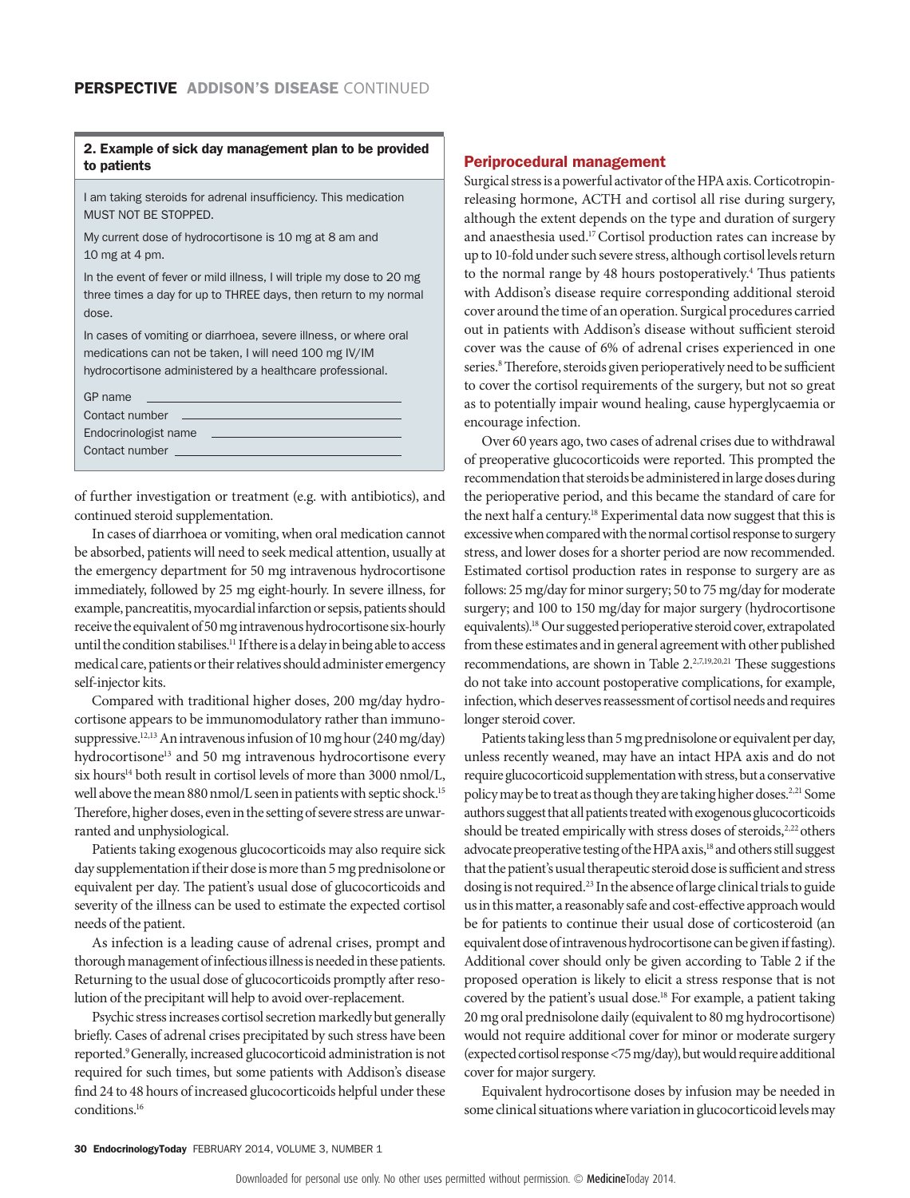**2. Example of sick day management plan to be provided to patients**

I am taking steroids for adrenal insufficiency. This medication MUST NOT BE STOPPED.

My current dose of hydrocortisone is 10 mg at 8 am and 10 mg at 4 pm.

In the event of fever or mild illness, I will triple my dose to 20 mg three times a day for up to THREE days, then return to my normal dose.

In cases of vomiting or diarrhoea, severe illness, or where oral medications can not be taken, I will need 100 mg IV/IM hydrocortisone administered by a healthcare professional.

GP name \_\_\_\_\_\_\_\_\_\_\_\_\_\_\_\_\_\_\_\_

Contact number \_\_\_\_\_\_\_\_\_\_\_\_\_\_\_\_\_\_\_\_

Endocrinologist name \_\_\_\_\_\_\_\_\_\_\_\_\_\_\_\_\_\_\_\_

Contact number \_\_\_\_\_\_\_\_\_\_\_\_\_\_\_\_\_\_\_\_

of further investigation or treatment (e.g. with antibiotics), and continued steroid supplementation.

In cases of diarrhoea or vomiting, when oral medication cannot be absorbed, patients will need to seek medical attention, usually at the emergency department for 50 mg intravenous hydrocortisone immediately, followed by 25 mg eight-hourly. In severe illness, for example, pancreatitis, myocardial infarction or sepsis, patients should receive the equivalent of 50 mg intravenous hydrocortisone six-hourly until the condition stabilises.[11] If there is a delay in being able to access medical care, patients or their relatives should administer emergency self-injector kits.

Compared with traditional higher doses, 200 mg/day hydrocortisone appears to be immunomodulatory rather than immunosuppressive.[12,13] An intravenous infusion of 10 mg hour (240 mg/day) hydrocortisone[13] and 50 mg intravenous hydrocortisone every six hours[14] both result in cortisol levels of more than 3000 nmol/L, well above the mean 880 nmol/L seen in patients with septic shock.[15] Therefore, higher doses, even in the setting of severe stress are unwarranted and unphysiological.

Patients taking exogenous glucocorticoids may also require sick day supplementation if their dose is more than 5 mg prednisolone or equivalent per day. The patient's usual dose of glucocorticoids and severity of the illness can be used to estimate the expected cortisol needs of the patient.

As infection is a leading cause of adrenal crises, prompt and thorough management of infectious illness is needed in these patients. Returning to the usual dose of glucocorticoids promptly after resolution of the precipitant will help to avoid over-replacement.

Psychic stress increases cortisol secretion markedly but generally briefly. Cases of adrenal crises precipitated by such stress have been reported.[9] Generally, increased glucocorticoid administration is not required for such times, but some patients with Addison's disease find 24 to 48 hours of increased glucocorticoids helpful under these conditions.[16]

## Periprocedural management

Surgical stress is a powerful activator of the HPA axis. Corticotropin-releasing hormone, ACTH and cortisol all rise during surgery, although the extent depends on the type and duration of surgery and anaesthesia used.[17] Cortisol production rates can increase by up to 10-fold under such severe stress, although cortisol levels return to the normal range by 48 hours postoperatively.[4] Thus patients with Addison's disease require corresponding additional steroid cover around the time of an operation. Surgical procedures carried out in patients with Addison's disease without sufficient steroid cover was the cause of 6% of adrenal crises experienced in one series.[8] Therefore, steroids given perioperatively need to be sufficient to cover the cortisol requirements of the surgery, but not so great as to potentially impair wound healing, cause hyperglycaemia or encourage infection.

Over 60 years ago, two cases of adrenal crises due to withdrawal of preoperative glucocorticoids were reported. This prompted the recommendation that steroids be administered in large doses during the perioperative period, and this became the standard of care for the next half a century.[18] Experimental data now suggest that this is excessive when compared with the normal cortisol response to surgery stress, and lower doses for a shorter period are now recommended. Estimated cortisol production rates in response to surgery are as follows: 25 mg/day for minor surgery; 50 to 75 mg/day for moderate surgery; and 100 to 150 mg/day for major surgery (hydrocortisone equivalents).[18] Our suggested perioperative steroid cover, extrapolated from these estimates and in general agreement with other published recommendations, are shown in Table 2.[2,7,19,20,21] These suggestions do not take into account postoperative complications, for example, infection, which deserves reassessment of cortisol needs and requires longer steroid cover.

Patients taking less than 5 mg prednisolone or equivalent per day, unless recently weaned, may have an intact HPA axis and do not require glucocorticoid supplementation with stress, but a conservative policy may be to treat as though they are taking higher doses.[2,21] Some authors suggest that all patients treated with exogenous glucocorticoids should be treated empirically with stress doses of steroids,[2,22] others advocate preoperative testing of the HPA axis,[18] and others still suggest that the patient's usual therapeutic steroid dose is sufficient and stress dosing is not required.[23] In the absence of large clinical trials to guide us in this matter, a reasonably safe and cost-effective approach would be for patients to continue their usual dose of corticosteroid (an equivalent dose of intravenous hydrocortisone can be given if fasting). Additional cover should only be given according to Table 2 if the proposed operation is likely to elicit a stress response that is not covered by the patient's usual dose.[18] For example, a patient taking 20 mg oral prednisolone daily (equivalent to 80 mg hydrocortisone) would not require additional cover for minor or moderate surgery (expected cortisol response <75 mg/day), but would require additional cover for major surgery.

Equivalent hydrocortisone doses by infusion may be needed in some clinical situations where variation in glucocorticoid levels may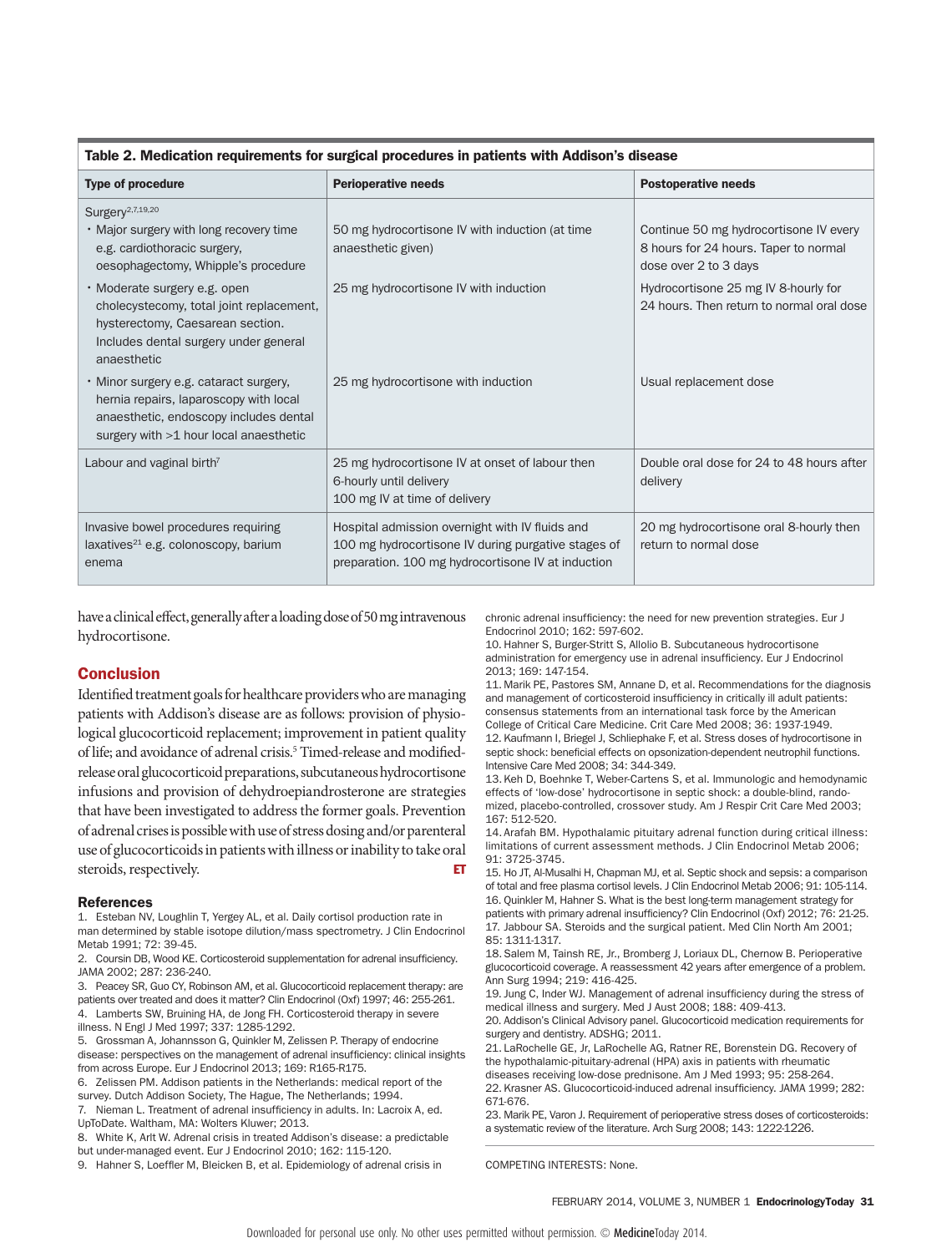**Table 2. Medication requirements for surgical procedures in patients with Addison's disease**

| Type of procedure | Perioperative needs | Postoperative needs |
|---|---|---|
| Surgery[2,7,19,20] | | |
| • Major surgery with long recovery time e.g. cardiothoracic surgery, oesophagectomy, Whipple's procedure | 50 mg hydrocortisone IV with induction (at time anaesthetic given) | Continue 50 mg hydrocortisone IV every 8 hours for 24 hours. Taper to normal dose over 2 to 3 days |
| • Moderate surgery e.g. open cholecystecomy, total joint replacement, hysterectomy, Caesarean section. Includes dental surgery under general anaesthetic | 25 mg hydrocortisone IV with induction | Hydrocortisone 25 mg IV 8-hourly for 24 hours. Then return to normal oral dose |
| • Minor surgery e.g. cataract surgery, hernia repairs, laparoscopy with local anaesthetic, endoscopy includes dental surgery with >1 hour local anaesthetic | 25 mg hydrocortisone with induction | Usual replacement dose |
| Labour and vaginal birth[7] | 25 mg hydrocortisone IV at onset of labour then 6-hourly until delivery<br>100 mg IV at time of delivery | Double oral dose for 24 to 48 hours after delivery |
| Invasive bowel procedures requiring laxatives[21] e.g. colonoscopy, barium enema | Hospital admission overnight with IV fluids and 100 mg hydrocortisone IV during purgative stages of preparation. 100 mg hydrocortisone IV at induction | 20 mg hydrocortisone oral 8-hourly then return to normal dose |

have a clinical effect, generally after a loading dose of 50 mg intravenous hydrocortisone.

## Conclusion

Identified treatment goals for healthcare providers who are managing patients with Addison's disease are as follows: provision of physiological glucocorticoid replacement; improvement in patient quality of life; and avoidance of adrenal crisis.[5] Timed-release and modified-release oral glucocorticoid preparations, subcutaneous hydrocortisone infusions and provision of dehydroepiandrosterone are strategies that have been investigated to address the former goals. Prevention of adrenal crises is possible with use of stress dosing and/or parenteral use of glucocorticoids in patients with illness or inability to take oral steroids, respectively. ET

## References

1. Esteban NV, Loughlin T, Yergey AL, et al. Daily cortisol production rate in man determined by stable isotope dilution/mass spectrometry. J Clin Endocrinol Metab 1991; 72: 39-45.
2. Coursin DB, Wood KE. Corticosteroid supplementation for adrenal insufficiency. JAMA 2002; 287: 236-240.
3. Peacey SR, Guo CY, Robinson AM, et al. Glucocorticoid replacement therapy: are patients over treated and does it matter? Clin Endocrinol (Oxf) 1997; 46: 255-261.
4. Lamberts SW, Bruining HA, de Jong FH. Corticosteroid therapy in severe illness. N Engl J Med 1997; 337: 1285-1292.
5. Grossman A, Johannsson G, Quinkler M, Zelissen P. Therapy of endocrine disease: perspectives on the management of adrenal insufficiency: clinical insights from across Europe. Eur J Endocrinol 2013; 169: R165-R175.
6. Zelissen PM. Addison patients in the Netherlands: medical report of the survey. Dutch Addison Society, The Hague, The Netherlands; 1994.
7. Nieman L. Treatment of adrenal insufficiency in adults. In: Lacroix A, ed. UpToDate. Waltham, MA: Wolters Kluwer; 2013.
8. White K, Arlt W. Adrenal crisis in treated Addison's disease: a predictable but under-managed event. Eur J Endocrinol 2010; 162: 115-120.
9. Hahner S, Loeffler M, Bleicken B, et al. Epidemiology of adrenal crisis in chronic adrenal insufficiency: the need for new prevention strategies. Eur J Endocrinol 2010; 162: 597-602.
10. Hahner S, Burger-Stritt S, Allolio B. Subcutaneous hydrocortisone administration for emergency use in adrenal insufficiency. Eur J Endocrinol 2013; 169: 147-154.
11. Marik PE, Pastores SM, Annane D, et al. Recommendations for the diagnosis and management of corticosteroid insufficiency in critically ill adult patients: consensus statements from an international task force by the American College of Critical Care Medicine. Crit Care Med 2008; 36: 1937-1949.
12. Kaufmann I, Briegel J, Schliephake F, et al. Stress doses of hydrocortisone in septic shock: beneficial effects on opsonization-dependent neutrophil functions. Intensive Care Med 2008; 34: 344-349.
13. Keh D, Boehnke T, Weber-Cartens S, et al. Immunologic and hemodynamic effects of 'low-dose' hydrocortisone in septic shock: a double-blind, randomized, placebo-controlled, crossover study. Am J Respir Crit Care Med 2003; 167: 512-520.
14. Arafah BM. Hypothalamic pituitary adrenal function during critical illness: limitations of current assessment methods. J Clin Endocrinol Metab 2006; 91: 3725-3745.
15. Ho JT, Al-Musalhi H, Chapman MJ, et al. Septic shock and sepsis: a comparison of total and free plasma cortisol levels. J Clin Endocrinol Metab 2006; 91: 105-114.
16. Quinkler M, Hahner S. What is the best long-term management strategy for patients with primary adrenal insufficiency? Clin Endocrinol (Oxf) 2012; 76: 21-25.
17. Jabbour SA. Steroids and the surgical patient. Med Clin North Am 2001; 85: 1311-1317.
18. Salem M, Tainsh RE, Jr., Bromberg J, Loriaux DL, Chernow B. Perioperative glucocorticoid coverage. A reassessment 42 years after emergence of a problem. Ann Surg 1994; 219: 416-425.
19. Jung C, Inder WJ. Management of adrenal insufficiency during the stress of medical illness and surgery. Med J Aust 2008; 188: 409-413.
20. Addison's Clinical Advisory panel. Glucocorticoid medication requirements for surgery and dentistry. ADSHG; 2011.
21. LaRochelle GE, Jr, LaRochelle AG, Ratner RE, Borenstein DG. Recovery of the hypothalamic-pituitary-adrenal (HPA) axis in patients with rheumatic diseases receiving low-dose prednisone. Am J Med 1993; 95: 258-264.
22. Krasner AS. Glucocorticoid-induced adrenal insufficiency. JAMA 1999; 282: 671-676.
23. Marik PE, Varon J. Requirement of perioperative stress doses of corticosteroids: a systematic review of the literature. Arch Surg 2008; 143: 1222-1226.

COMPETING INTERESTS: None.